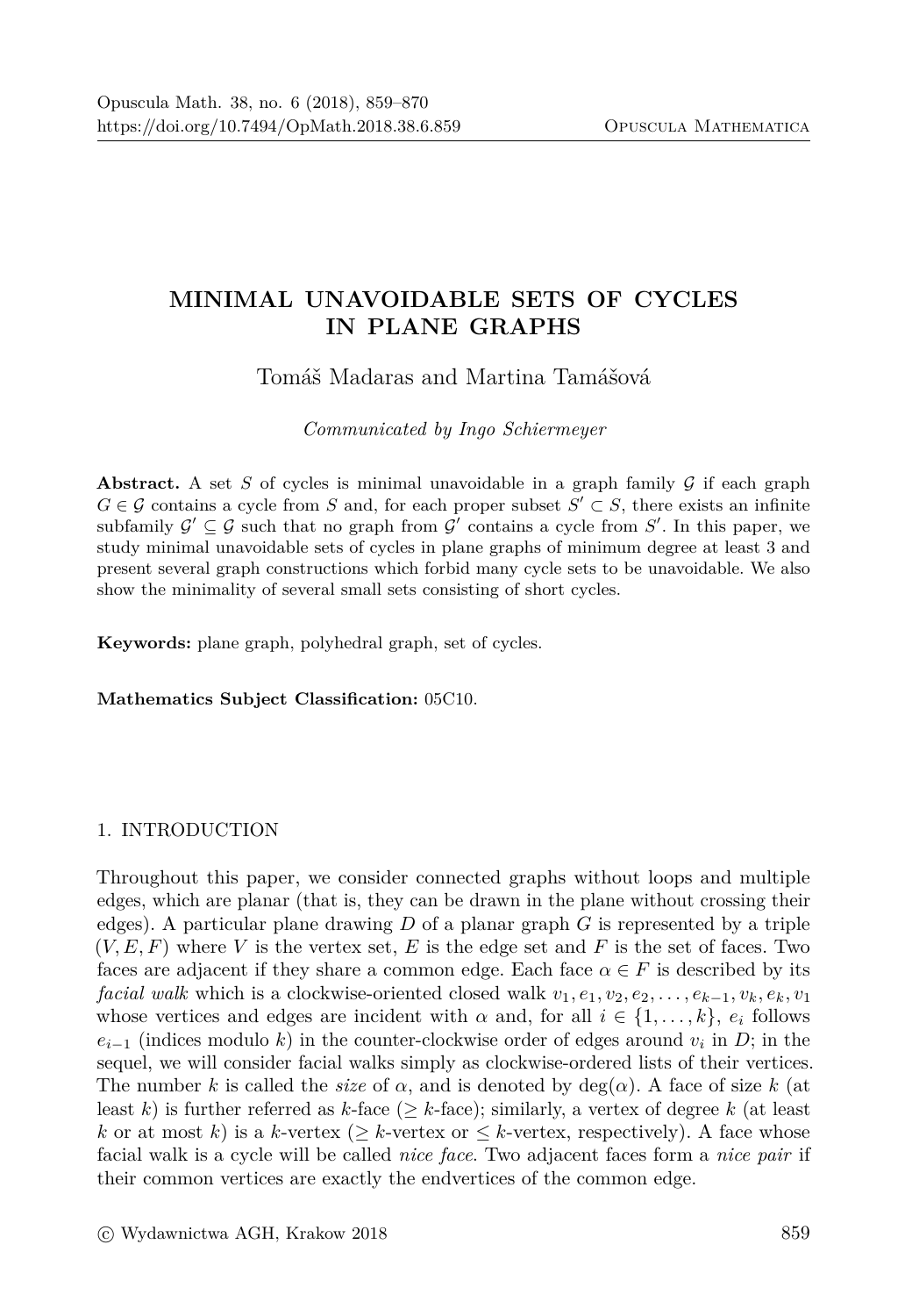# MINIMAL UNAVOIDABLE SETS OF CYCLES IN PLANE GRAPHS

Tomáš Madaras and Martina Tamášová

*Communicated by Ingo Schiermeyer*

**Abstract.** A set $S$ of cycles is minimal unavoidable in a graph family $\mathcal{G}$ if each graph $G \in \mathcal{G}$ contains a cycle from $S$ and, for each proper subset $S' \subset S$, there exists an infinite subfamily $\mathcal{G}' \subseteq \mathcal{G}$ such that no graph from $\mathcal{G}'$ contains a cycle from $S'$. In this paper, we study minimal unavoidable sets of cycles in plane graphs of minimum degree at least 3 and present several graph constructions which forbid many cycle sets to be unavoidable. We also show the minimality of several small sets consisting of short cycles.

**Keywords:** plane graph, polyhedral graph, set of cycles.

**Mathematics Subject Classification:** 05C10.

## 1. INTRODUCTION

Throughout this paper, we consider connected graphs without loops and multiple edges, which are planar (that is, they can be drawn in the plane without crossing their edges). A particular plane drawing $D$ of a planar graph $G$ is represented by a triple $(V, E, F)$ where $V$ is the vertex set, $E$ is the edge set and $F$ is the set of faces. Two faces are adjacent if they share a common edge. Each face $\alpha \in F$ is described by its *facial walk* which is a clockwise-oriented closed walk $v_1, e_1, v_2, e_2, \ldots, e_{k-1}, v_k, e_k, v_1$ whose vertices and edges are incident with $\alpha$ and, for all $i \in \{1, \ldots, k\}$, $e_i$ follows $e_{i-1}$ (indices modulo $k$) in the counter-clockwise order of edges around $v_i$ in $D$; in the sequel, we will consider facial walks simply as clockwise-ordered lists of their vertices. The number $k$ is called the *size* of $\alpha$, and is denoted by $\deg(\alpha)$. A face of size $k$ (at least $k$) is further referred as $k$-face ($\geq k$-face); similarly, a vertex of degree $k$ (at least $k$ or at most $k$) is a $k$-vertex ($\geq k$-vertex or $\leq k$-vertex, respectively). A face whose facial walk is a cycle will be called *nice face*. Two adjacent faces form a *nice pair* if their common vertices are exactly the endvertices of the common edge.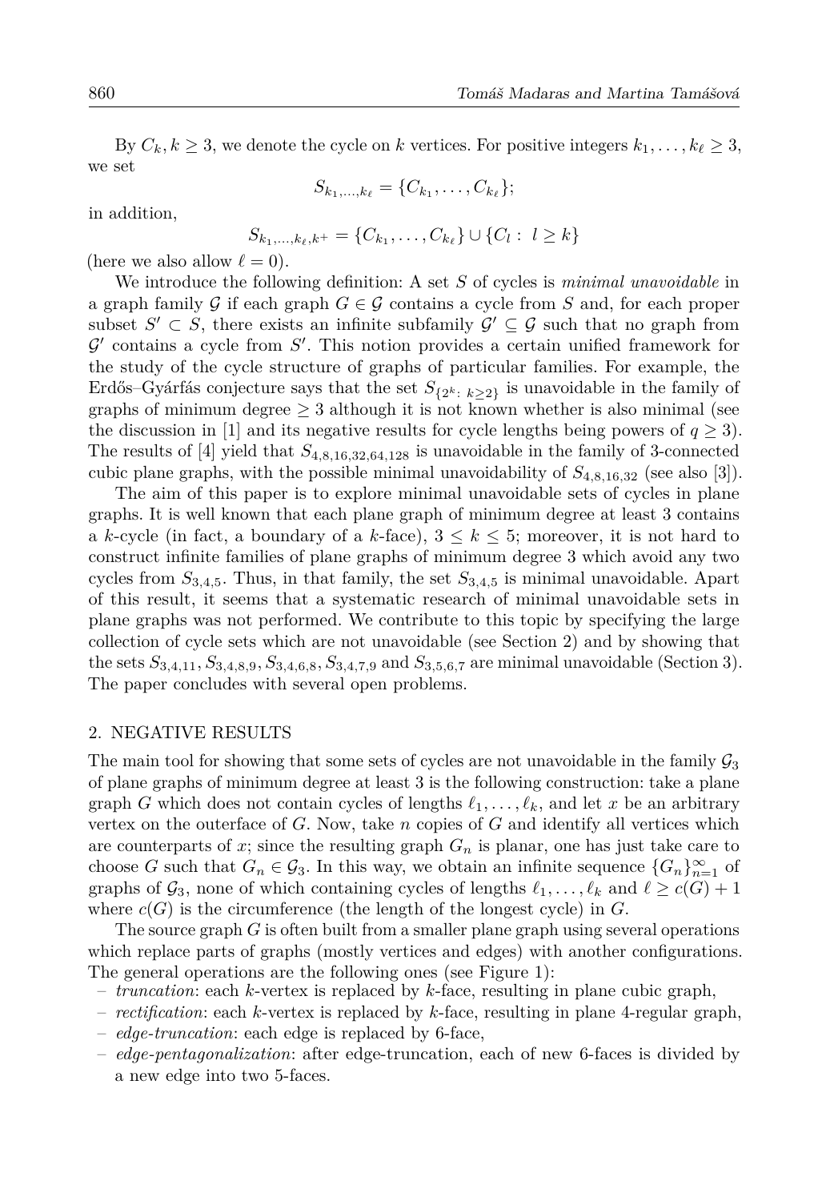By $C_k, k \geq 3$, we denote the cycle on $k$ vertices. For positive integers $k_1, \ldots, k_\ell \geq 3$, we set

$$S_{k_1,\ldots,k_\ell} = \{C_{k_1}, \ldots, C_{k_\ell}\};$$

in addition,

$$S_{k_1,\ldots,k_\ell,k^+} = \{C_{k_1}, \ldots, C_{k_\ell}\} \cup \{C_l : \ l \geq k\}$$

(here we also allow $\ell = 0$).

We introduce the following definition: A set $S$ of cycles is *minimal unavoidable* in a graph family $\mathcal{G}$ if each graph $G \in \mathcal{G}$ contains a cycle from $S$ and, for each proper subset $S' \subset S$, there exists an infinite subfamily $\mathcal{G}' \subseteq \mathcal{G}$ such that no graph from $\mathcal{G}'$ contains a cycle from $S'$. This notion provides a certain unified framework for the study of the cycle structure of graphs of particular families. For example, the Erdős–Gyárfás conjecture says that the set $S_{\{2^k:\ k\geq 2\}}$ is unavoidable in the family of graphs of minimum degree $\geq 3$ although it is not known whether is also minimal (see the discussion in [1] and its negative results for cycle lengths being powers of $q \geq 3$). The results of [4] yield that $S_{4,8,16,32,64,128}$ is unavoidable in the family of 3-connected cubic plane graphs, with the possible minimal unavoidability of $S_{4,8,16,32}$ (see also [3]).

The aim of this paper is to explore minimal unavoidable sets of cycles in plane graphs. It is well known that each plane graph of minimum degree at least 3 contains a $k$-cycle (in fact, a boundary of a $k$-face), $3 \leq k \leq 5$; moreover, it is not hard to construct infinite families of plane graphs of minimum degree 3 which avoid any two cycles from $S_{3,4,5}$. Thus, in that family, the set $S_{3,4,5}$ is minimal unavoidable. Apart of this result, it seems that a systematic research of minimal unavoidable sets in plane graphs was not performed. We contribute to this topic by specifying the large collection of cycle sets which are not unavoidable (see Section 2) and by showing that the sets $S_{3,4,11}, S_{3,4,8,9}, S_{3,4,6,8}, S_{3,4,7,9}$ and $S_{3,5,6,7}$ are minimal unavoidable (Section 3). The paper concludes with several open problems.

## 2. NEGATIVE RESULTS

The main tool for showing that some sets of cycles are not unavoidable in the family $\mathcal{G}_3$ of plane graphs of minimum degree at least 3 is the following construction: take a plane graph $G$ which does not contain cycles of lengths $\ell_1, \ldots, \ell_k$, and let $x$ be an arbitrary vertex on the outerface of $G$. Now, take $n$ copies of $G$ and identify all vertices which are counterparts of $x$; since the resulting graph $G_n$ is planar, one has just take care to choose $G$ such that $G_n \in \mathcal{G}_3$. In this way, we obtain an infinite sequence $\{G_n\}_{n=1}^{\infty}$ of graphs of $\mathcal{G}_3$, none of which containing cycles of lengths $\ell_1, \ldots, \ell_k$ and $\ell \geq c(G) + 1$ where $c(G)$ is the circumference (the length of the longest cycle) in $G$.

The source graph $G$ is often built from a smaller plane graph using several operations which replace parts of graphs (mostly vertices and edges) with another configurations. The general operations are the following ones (see Figure 1):

- *truncation*: each $k$-vertex is replaced by $k$-face, resulting in plane cubic graph,
- *rectification*: each $k$-vertex is replaced by $k$-face, resulting in plane 4-regular graph,
- *edge-truncation*: each edge is replaced by 6-face,
- *edge-pentagonalization*: after edge-truncation, each of new 6-faces is divided by a new edge into two 5-faces.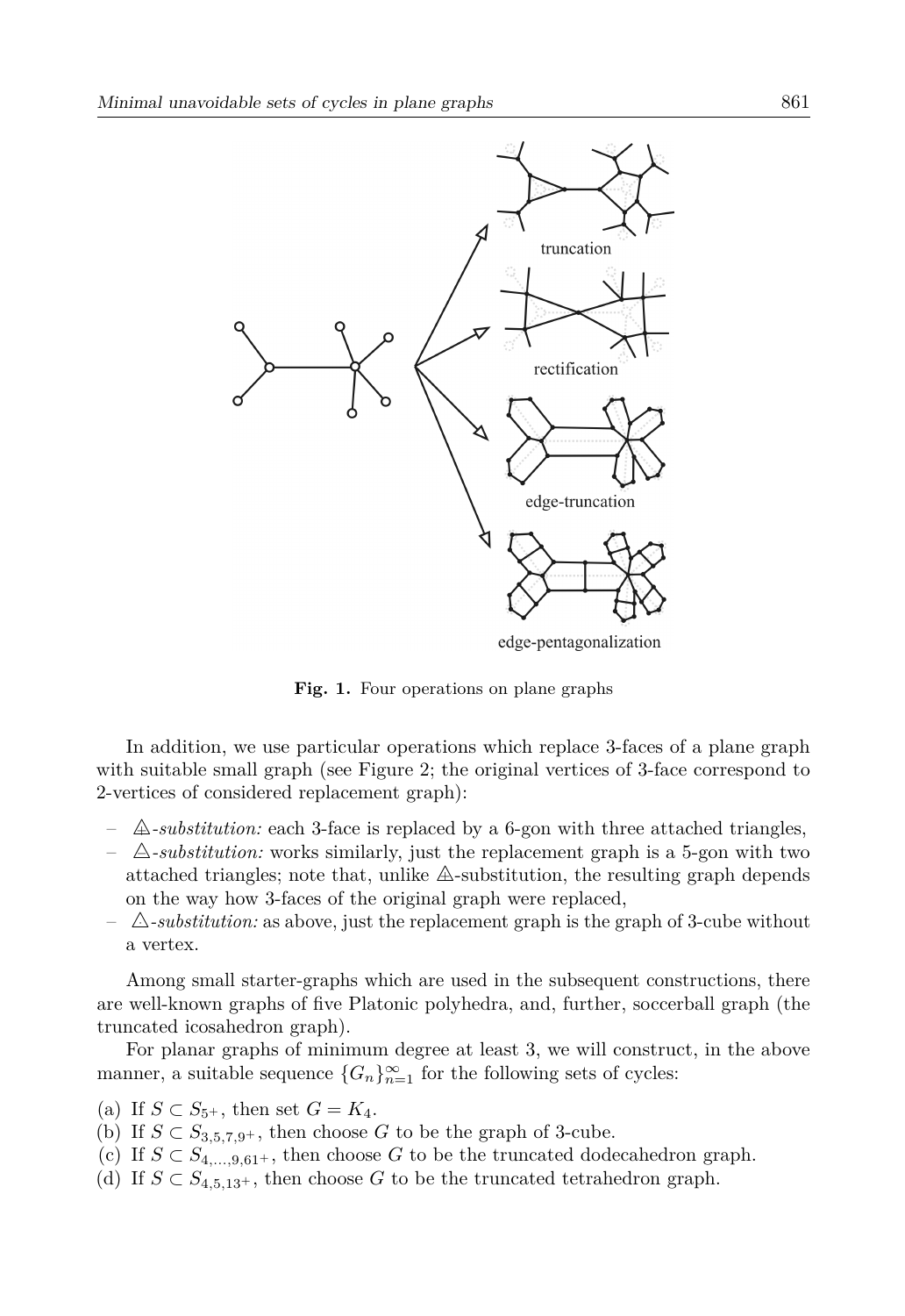truncation

rectification

edge-truncation

edge-pentagonalization

**Fig. 1.** Four operations on plane graphs

In addition, we use particular operations which replace 3-faces of a plane graph with suitable small graph (see Figure 2; the original vertices of 3-face correspond to 2-vertices of considered replacement graph):

- △-*substitution:* each 3-face is replaced by a 6-gon with three attached triangles,
- △-*substitution:* works similarly, just the replacement graph is a 5-gon with two attached triangles; note that, unlike △-substitution, the resulting graph depends on the way how 3-faces of the original graph were replaced,
- △-*substitution:* as above, just the replacement graph is the graph of 3-cube without a vertex.

Among small starter-graphs which are used in the subsequent constructions, there are well-known graphs of five Platonic polyhedra, and, further, soccerball graph (the truncated icosahedron graph).

For planar graphs of minimum degree at least 3, we will construct, in the above manner, a suitable sequence $\{G_n\}_{n=1}^{\infty}$ for the following sets of cycles:

(a) If $S \subset S_{5^+}$, then set $G = K_4$.
(b) If $S \subset S_{3,5,7,9^+}$, then choose $G$ to be the graph of 3-cube.
(c) If $S \subset S_{4,\dots,9,61^+}$, then choose $G$ to be the truncated dodecahedron graph.
(d) If $S \subset S_{4,5,13^+}$, then choose $G$ to be the truncated tetrahedron graph.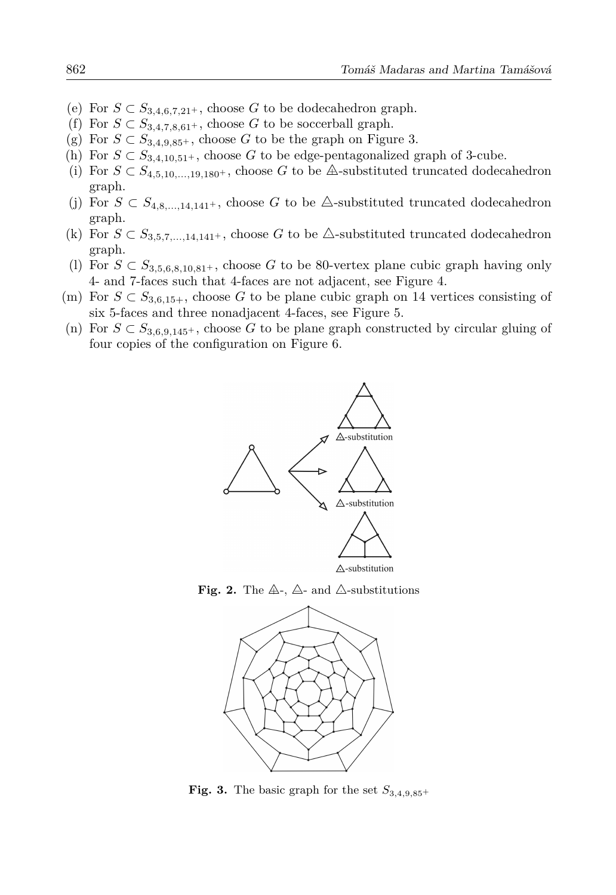(e) For $S \subset S_{3,4,6,7,21^+}$, choose $G$ to be dodecahedron graph.
(f) For $S \subset S_{3,4,7,8,61^+}$, choose $G$ to be soccerball graph.
(g) For $S \subset S_{3,4,9,85^+}$, choose $G$ to be the graph on Figure 3.
(h) For $S \subset S_{3,4,10,51^+}$, choose $G$ to be edge-pentagonalized graph of 3-cube.
(i) For $S \subset S_{4,5,10,\ldots,19,180^+}$, choose $G$ to be ⩓-substituted truncated dodecahedron graph.
(j) For $S \subset S_{4,8,\ldots,14,141^+}$, choose $G$ to be △-substituted truncated dodecahedron graph.
(k) For $S \subset S_{3,5,7,\ldots,14,141^+}$, choose $G$ to be △-substituted truncated dodecahedron graph.
(l) For $S \subset S_{3,5,6,8,10,81^+}$, choose $G$ to be 80-vertex plane cubic graph having only 4- and 7-faces such that 4-faces are not adjacent, see Figure 4.
(m) For $S \subset S_{3,6,15+}$, choose $G$ to be plane cubic graph on 14 vertices consisting of six 5-faces and three nonadjacent 4-faces, see Figure 5.
(n) For $S \subset S_{3,6,9,145^+}$, choose $G$ to be plane graph constructed by circular gluing of four copies of the configuration on Figure 6.

**Fig. 2.** The ⩓-, △- and △-substitutions

**Fig. 3.** The basic graph for the set $S_{3,4,9,85^+}$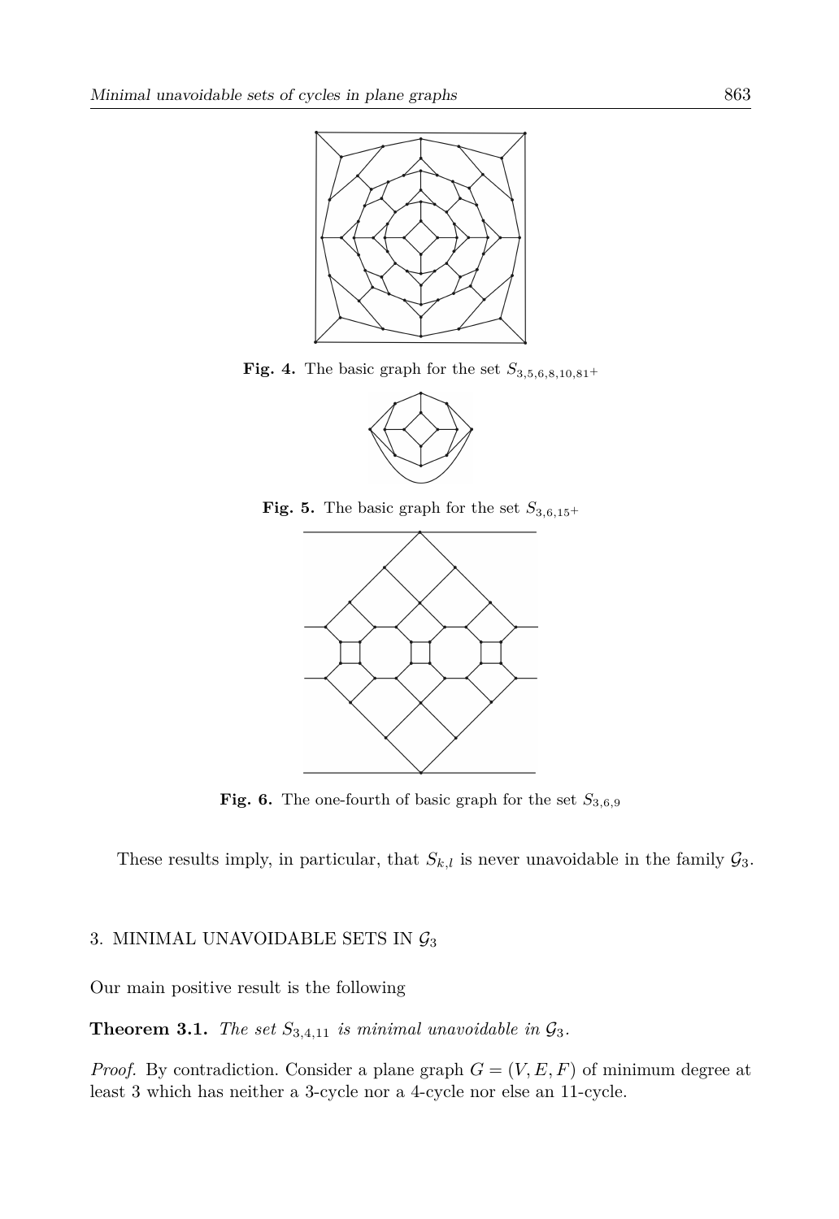**Fig. 4.** The basic graph for the set $S_{3,5,6,8,10,81^+}$

**Fig. 5.** The basic graph for the set $S_{3,6,15^+}$

**Fig. 6.** The one-fourth of basic graph for the set $S_{3,6,9}$

These results imply, in particular, that $S_{k,l}$ is never unavoidable in the family $\mathcal{G}_3$.

## 3. MINIMAL UNAVOIDABLE SETS IN $\mathcal{G}_3$

Our main positive result is the following

**Theorem 3.1.** *The set $S_{3,4,11}$ is minimal unavoidable in $\mathcal{G}_3$.*

*Proof.* By contradiction. Consider a plane graph $G = (V, E, F)$ of minimum degree at least 3 which has neither a 3-cycle nor a 4-cycle nor else an 11-cycle.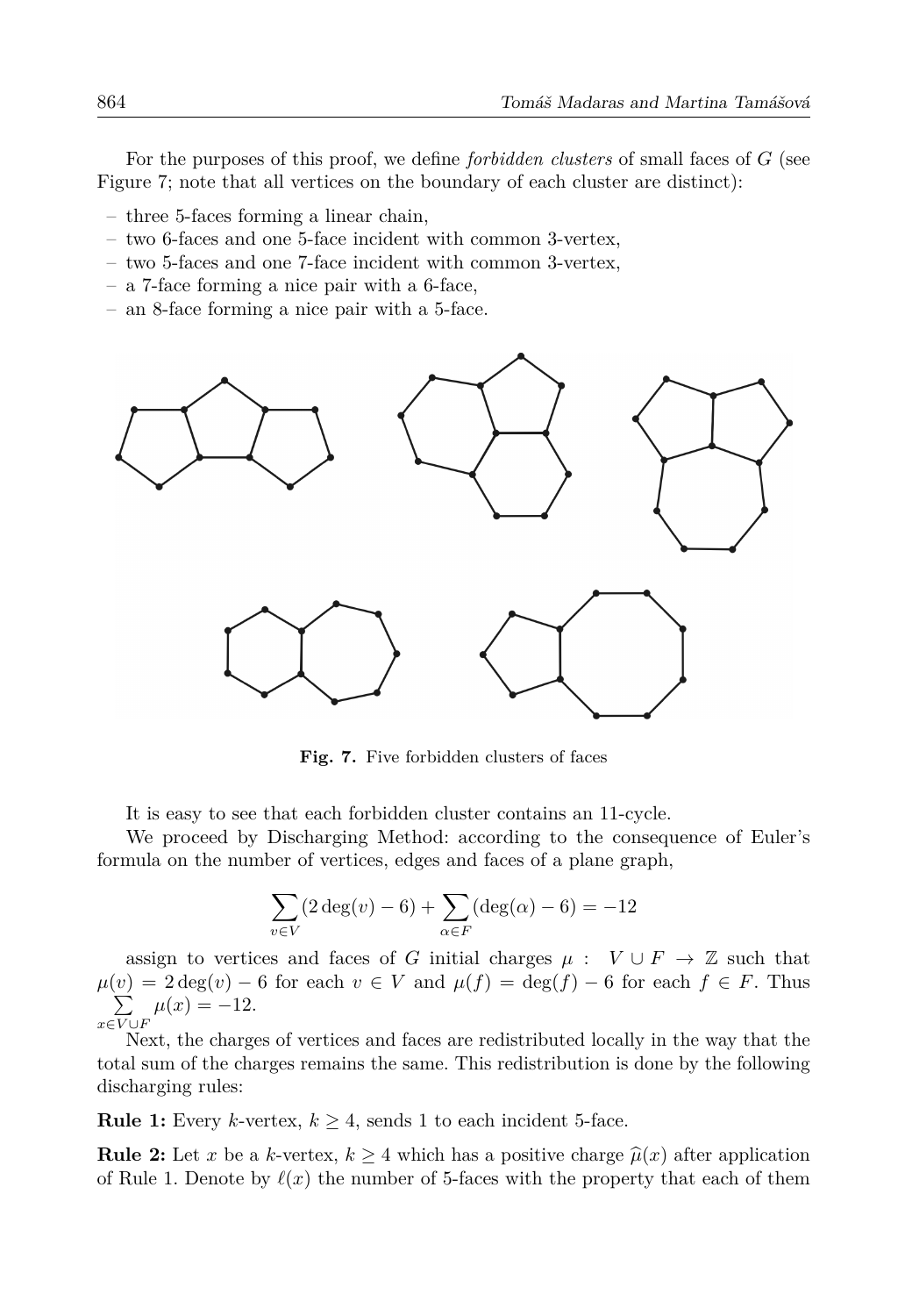For the purposes of this proof, we define *forbidden clusters* of small faces of $G$ (see Figure 7; note that all vertices on the boundary of each cluster are distinct):

- three 5-faces forming a linear chain,
- two 6-faces and one 5-face incident with common 3-vertex,
- two 5-faces and one 7-face incident with common 3-vertex,
- a 7-face forming a nice pair with a 6-face,
- an 8-face forming a nice pair with a 5-face.

**Fig. 7.** Five forbidden clusters of faces

It is easy to see that each forbidden cluster contains an 11-cycle.

We proceed by Discharging Method: according to the consequence of Euler's formula on the number of vertices, edges and faces of a plane graph,

$$\sum_{v \in V} (2\deg(v) - 6) + \sum_{\alpha \in F} (\deg(\alpha) - 6) = -12$$

assign to vertices and faces of $G$ initial charges $\mu : V \cup F \to \mathbb{Z}$ such that $\mu(v) = 2\deg(v) - 6$ for each $v \in V$ and $\mu(f) = \deg(f) - 6$ for each $f \in F$. Thus $\sum_{x \in V \cup F} \mu(x) = -12$.

Next, the charges of vertices and faces are redistributed locally in the way that the total sum of the charges remains the same. This redistribution is done by the following discharging rules:

**Rule 1:** Every $k$-vertex, $k \geq 4$, sends 1 to each incident 5-face.

**Rule 2:** Let $x$ be a $k$-vertex, $k \geq 4$ which has a positive charge $\widehat{\mu}(x)$ after application of Rule 1. Denote by $\ell(x)$ the number of 5-faces with the property that each of them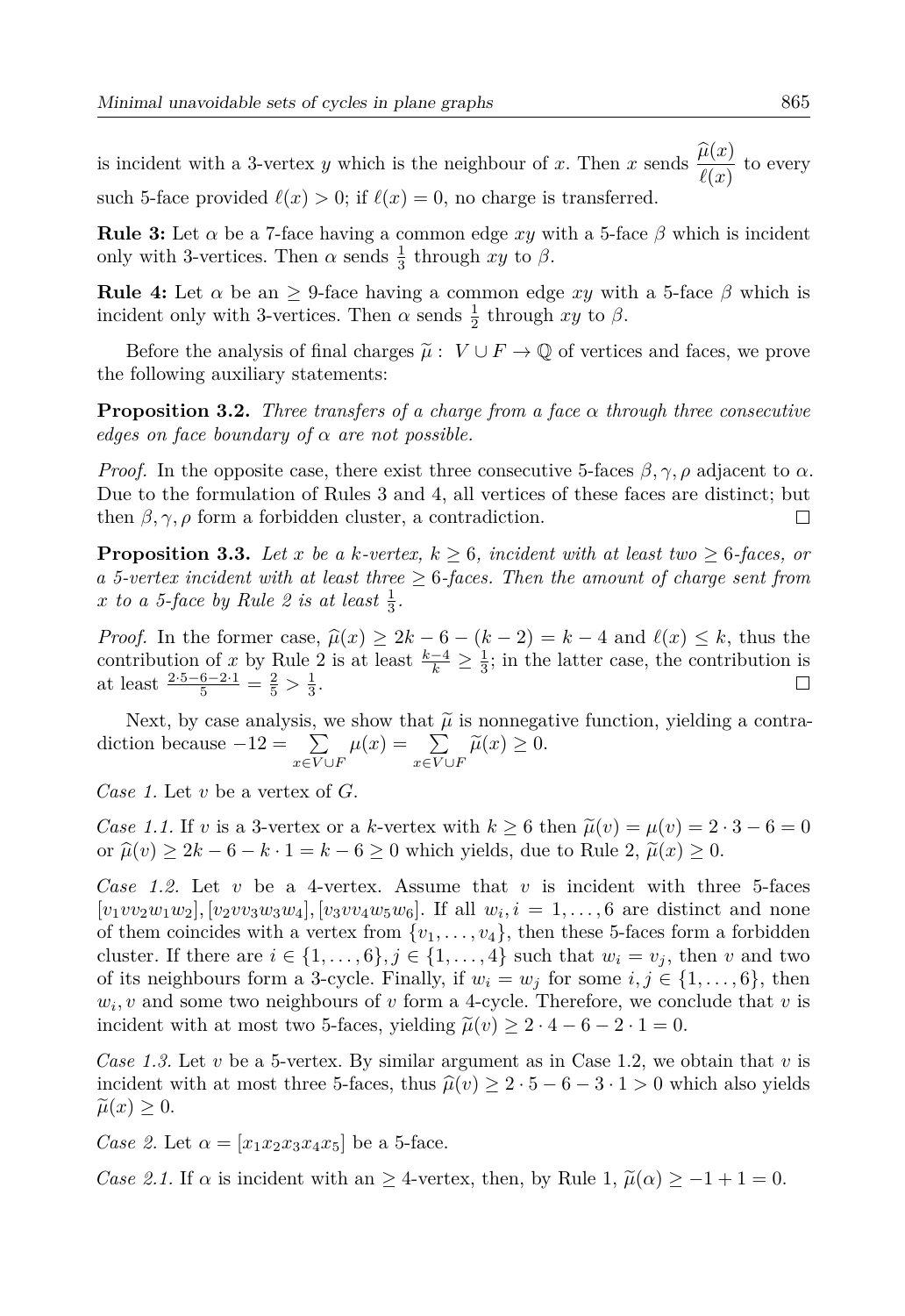is incident with a 3-vertex $y$ which is the neighbour of $x$. Then $x$ sends $\dfrac{\widehat{\mu}(x)}{\ell(x)}$ to every such 5-face provided $\ell(x) > 0$; if $\ell(x) = 0$, no charge is transferred.

**Rule 3:** Let $\alpha$ be a 7-face having a common edge $xy$ with a 5-face $\beta$ which is incident only with 3-vertices. Then $\alpha$ sends $\frac{1}{3}$ through $xy$ to $\beta$.

**Rule 4:** Let $\alpha$ be an $\geq 9$-face having a common edge $xy$ with a 5-face $\beta$ which is incident only with 3-vertices. Then $\alpha$ sends $\frac{1}{2}$ through $xy$ to $\beta$.

Before the analysis of final charges $\widetilde{\mu}: V \cup F \to \mathbb{Q}$ of vertices and faces, we prove the following auxiliary statements:

**Proposition 3.2.** *Three transfers of a charge from a face $\alpha$ through three consecutive edges on face boundary of $\alpha$ are not possible.*

*Proof.* In the opposite case, there exist three consecutive 5-faces $\beta, \gamma, \rho$ adjacent to $\alpha$. Due to the formulation of Rules 3 and 4, all vertices of these faces are distinct; but then $\beta, \gamma, \rho$ form a forbidden cluster, a contradiction. □

**Proposition 3.3.** *Let $x$ be a $k$-vertex, $k \geq 6$, incident with at least two $\geq 6$-faces, or a 5-vertex incident with at least three $\geq 6$-faces. Then the amount of charge sent from $x$ to a 5-face by Rule 2 is at least $\frac{1}{3}$.*

*Proof.* In the former case, $\widehat{\mu}(x) \geq 2k - 6 - (k-2) = k - 4$ and $\ell(x) \leq k$, thus the contribution of $x$ by Rule 2 is at least $\frac{k-4}{k} \geq \frac{1}{3}$; in the latter case, the contribution is at least $\frac{2 \cdot 5 - 6 - 2 \cdot 1}{5} = \frac{2}{5} > \frac{1}{3}$. □

Next, by case analysis, we show that $\widetilde{\mu}$ is nonnegative function, yielding a contradiction because $-12 = \sum_{x \in V \cup F} \mu(x) = \sum_{x \in V \cup F} \widetilde{\mu}(x) \geq 0$.

*Case 1.* Let $v$ be a vertex of $G$.

*Case 1.1.* If $v$ is a 3-vertex or a $k$-vertex with $k \geq 6$ then $\widetilde{\mu}(v) = \mu(v) = 2 \cdot 3 - 6 = 0$ or $\widehat{\mu}(v) \geq 2k - 6 - k \cdot 1 = k - 6 \geq 0$ which yields, due to Rule 2, $\widetilde{\mu}(x) \geq 0$.

*Case 1.2.* Let $v$ be a 4-vertex. Assume that $v$ is incident with three 5-faces $[v_1 v v_2 w_1 w_2], [v_2 v v_3 w_3 w_4], [v_3 v v_4 w_5 w_6]$. If all $w_i, i = 1, \ldots, 6$ are distinct and none of them coincides with a vertex from $\{v_1, \ldots, v_4\}$, then these 5-faces form a forbidden cluster. If there are $i \in \{1, \ldots, 6\}, j \in \{1, \ldots, 4\}$ such that $w_i = v_j$, then $v$ and two of its neighbours form a 3-cycle. Finally, if $w_i = w_j$ for some $i, j \in \{1, \ldots, 6\}$, then $w_i, v$ and some two neighbours of $v$ form a 4-cycle. Therefore, we conclude that $v$ is incident with at most two 5-faces, yielding $\widetilde{\mu}(v) \geq 2 \cdot 4 - 6 - 2 \cdot 1 = 0$.

*Case 1.3.* Let $v$ be a 5-vertex. By similar argument as in Case 1.2, we obtain that $v$ is incident with at most three 5-faces, thus $\widehat{\mu}(v) \geq 2 \cdot 5 - 6 - 3 \cdot 1 > 0$ which also yields $\widetilde{\mu}(x) \geq 0$.

*Case 2.* Let $\alpha = [x_1 x_2 x_3 x_4 x_5]$ be a 5-face.

*Case 2.1.* If $\alpha$ is incident with an $\geq 4$-vertex, then, by Rule 1, $\widetilde{\mu}(\alpha) \geq -1 + 1 = 0$.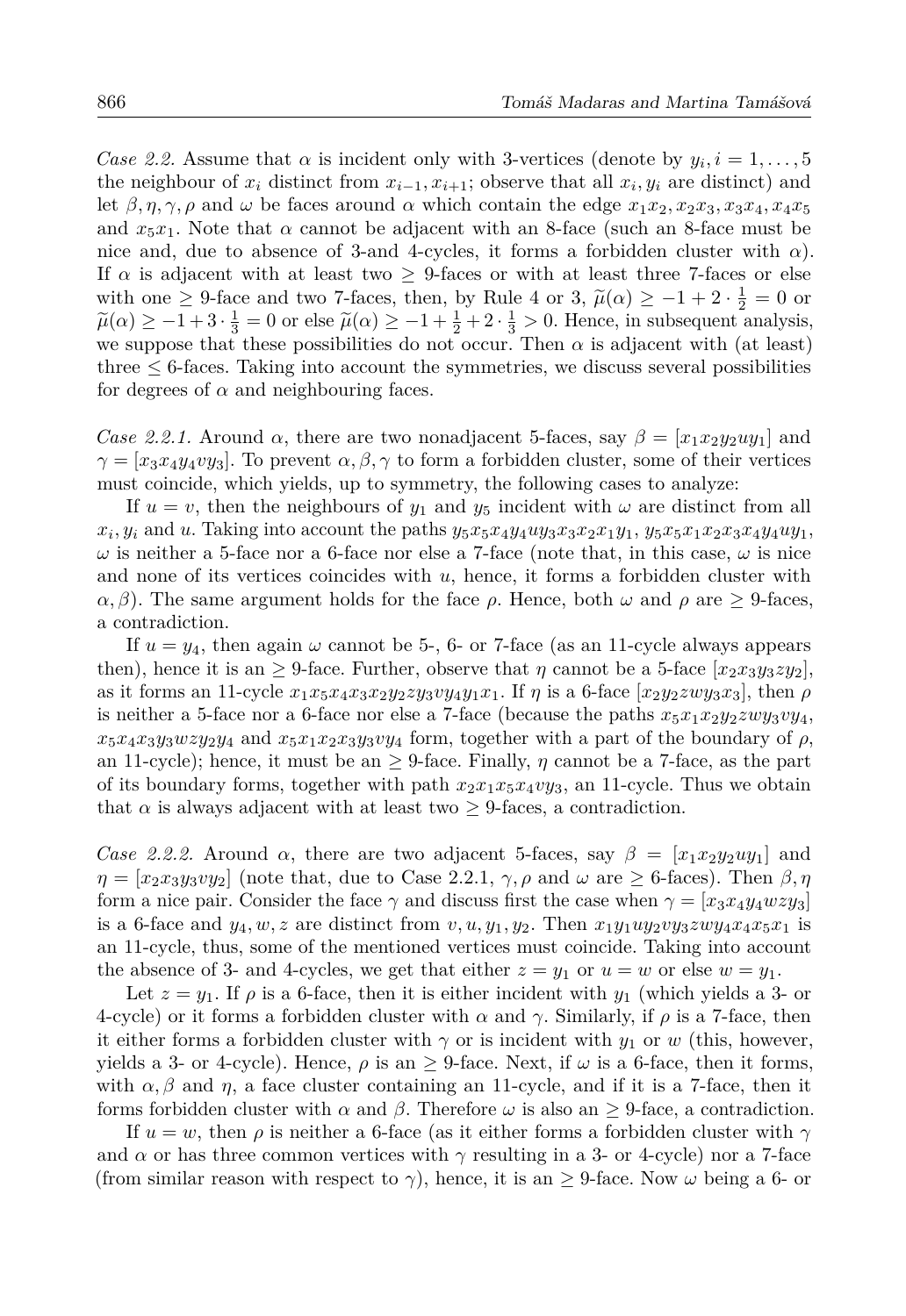*Case 2.2.* Assume that $\alpha$ is incident only with 3-vertices (denote by $y_i, i = 1, \dots, 5$ the neighbour of $x_i$ distinct from $x_{i-1}, x_{i+1}$; observe that all $x_i, y_i$ are distinct) and let $\beta, \eta, \gamma, \rho$ and $\omega$ be faces around $\alpha$ which contain the edge $x_1x_2, x_2x_3, x_3x_4, x_4x_5$ and $x_5x_1$. Note that $\alpha$ cannot be adjacent with an 8-face (such an 8-face must be nice and, due to absence of 3-and 4-cycles, it forms a forbidden cluster with $\alpha$). If $\alpha$ is adjacent with at least two $\geq$ 9-faces or with at least three 7-faces or else with one $\geq$ 9-face and two 7-faces, then, by Rule 4 or 3, $\widetilde{\mu}(\alpha) \geq -1 + 2 \cdot \frac{1}{2} = 0$ or $\widetilde{\mu}(\alpha) \geq -1 + 3 \cdot \frac{1}{3} = 0$ or else $\widetilde{\mu}(\alpha) \geq -1 + \frac{1}{2} + 2 \cdot \frac{1}{3} > 0$. Hence, in subsequent analysis, we suppose that these possibilities do not occur. Then $\alpha$ is adjacent with (at least) three $\leq$ 6-faces. Taking into account the symmetries, we discuss several possibilities for degrees of $\alpha$ and neighbouring faces.

*Case 2.2.1.* Around $\alpha$, there are two nonadjacent 5-faces, say $\beta = [x_1x_2y_2uy_1]$ and $\gamma = [x_3x_4y_4vy_3]$. To prevent $\alpha, \beta, \gamma$ to form a forbidden cluster, some of their vertices must coincide, which yields, up to symmetry, the following cases to analyze:

If $u = v$, then the neighbours of $y_1$ and $y_5$ incident with $\omega$ are distinct from all $x_i, y_i$ and $u$. Taking into account the paths $y_5x_5x_4y_4uy_3x_3x_2x_1y_1$, $y_5x_5x_1x_2x_3x_4y_4uy_1$, $\omega$ is neither a 5-face nor a 6-face nor else a 7-face (note that, in this case, $\omega$ is nice and none of its vertices coincides with $u$, hence, it forms a forbidden cluster with $\alpha, \beta$). The same argument holds for the face $\rho$. Hence, both $\omega$ and $\rho$ are $\geq$ 9-faces, a contradiction.

If $u = y_4$, then again $\omega$ cannot be 5-, 6- or 7-face (as an 11-cycle always appears then), hence it is an $\geq$ 9-face. Further, observe that $\eta$ cannot be a 5-face $[x_2x_3y_3zy_2]$, as it forms an 11-cycle $x_1x_5x_4x_3x_2y_2zy_3vy_4y_1x_1$. If $\eta$ is a 6-face $[x_2y_2zwy_3x_3]$, then $\rho$ is neither a 5-face nor a 6-face nor else a 7-face (because the paths $x_5x_1x_2y_2zwy_3vy_4$, $x_5x_4x_3y_3wzy_2y_4$ and $x_5x_1x_2x_3y_3vy_4$ form, together with a part of the boundary of $\rho$, an 11-cycle); hence, it must be an $\geq$ 9-face. Finally, $\eta$ cannot be a 7-face, as the part of its boundary forms, together with path $x_2x_1x_5x_4vy_3$, an 11-cycle. Thus we obtain that $\alpha$ is always adjacent with at least two $\geq$ 9-faces, a contradiction.

*Case 2.2.2.* Around $\alpha$, there are two adjacent 5-faces, say $\beta = [x_1x_2y_2uy_1]$ and $\eta = [x_2x_3y_3vy_2]$ (note that, due to Case 2.2.1, $\gamma, \rho$ and $\omega$ are $\geq$ 6-faces). Then $\beta, \eta$ form a nice pair. Consider the face $\gamma$ and discuss first the case when $\gamma = [x_3x_4y_4wzy_3]$ is a 6-face and $y_4, w, z$ are distinct from $v, u, y_1, y_2$. Then $x_1y_1uy_2vy_3zwy_4x_4x_5x_1$ is an 11-cycle, thus, some of the mentioned vertices must coincide. Taking into account the absence of 3- and 4-cycles, we get that either $z = y_1$ or $u = w$ or else $w = y_1$.

Let $z = y_1$. If $\rho$ is a 6-face, then it is either incident with $y_1$ (which yields a 3- or 4-cycle) or it forms a forbidden cluster with $\alpha$ and $\gamma$. Similarly, if $\rho$ is a 7-face, then it either forms a forbidden cluster with $\gamma$ or is incident with $y_1$ or $w$ (this, however, yields a 3- or 4-cycle). Hence, $\rho$ is an $\geq$ 9-face. Next, if $\omega$ is a 6-face, then it forms, with $\alpha, \beta$ and $\eta$, a face cluster containing an 11-cycle, and if it is a 7-face, then it forms forbidden cluster with $\alpha$ and $\beta$. Therefore $\omega$ is also an $\geq$ 9-face, a contradiction.

If $u = w$, then $\rho$ is neither a 6-face (as it either forms a forbidden cluster with $\gamma$ and $\alpha$ or has three common vertices with $\gamma$ resulting in a 3- or 4-cycle) nor a 7-face (from similar reason with respect to $\gamma$), hence, it is an $\geq$ 9-face. Now $\omega$ being a 6- or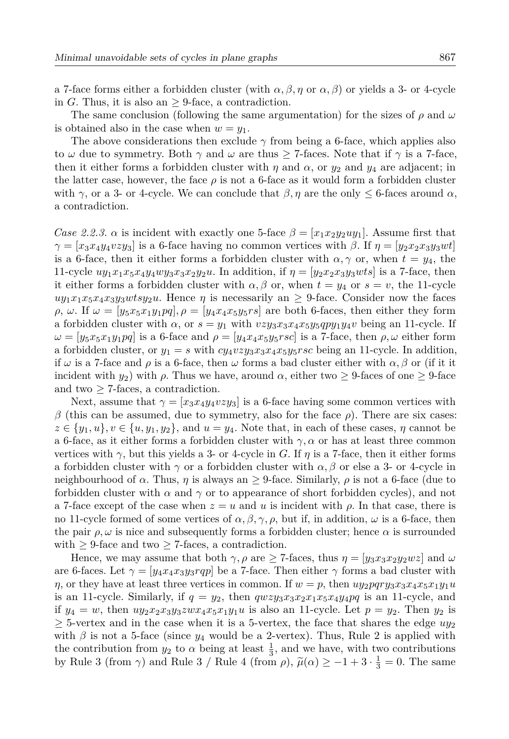a 7-face forms either a forbidden cluster (with $\alpha, \beta, \eta$ or $\alpha, \beta$) or yields a 3- or 4-cycle in $G$. Thus, it is also an $\geq 9$-face, a contradiction.

The same conclusion (following the same argumentation) for the sizes of $\rho$ and $\omega$ is obtained also in the case when $w = y_1$.

The above considerations then exclude $\gamma$ from being a 6-face, which applies also to $\omega$ due to symmetry. Both $\gamma$ and $\omega$ are thus $\geq 7$-faces. Note that if $\gamma$ is a 7-face, then it either forms a forbidden cluster with $\eta$ and $\alpha$, or $y_2$ and $y_4$ are adjacent; in the latter case, however, the face $\rho$ is not a 6-face as it would form a forbidden cluster with $\gamma$, or a 3- or 4-cycle. We can conclude that $\beta, \eta$ are the only $\leq 6$-faces around $\alpha$, a contradiction.

*Case 2.2.3.* $\alpha$ is incident with exactly one 5-face $\beta = [x_1x_2y_2uy_1]$. Assume first that $\gamma = [x_3x_4y_4vzy_3]$ is a 6-face having no common vertices with $\beta$. If $\eta = [y_2x_2x_3y_3wt]$ is a 6-face, then it either forms a forbidden cluster with $\alpha, \gamma$ or, when $t = y_4$, the 11-cycle $uy_1x_1x_5x_4y_4wy_3x_3x_2y_2u$. In addition, if $\eta = [y_2x_2x_3y_3wts]$ is a 7-face, then it either forms a forbidden cluster with $\alpha, \beta$ or, when $t = y_4$ or $s = v$, the 11-cycle $uy_1x_1x_5x_4x_3y_3wtsy_2u$. Hence $\eta$ is necessarily an $\geq 9$-face. Consider now the faces $\rho$, $\omega$. If $\omega = [y_5x_5x_1y_1pq], \rho = [y_4x_4x_5y_5rs]$ are both 6-faces, then either they form a forbidden cluster with $\alpha$, or $s = y_1$ with $vzy_3x_3x_4x_5y_5qpy_1y_4v$ being an 11-cycle. If $\omega = [y_5x_5x_1y_1pq]$ is a 6-face and $\rho = [y_4x_4x_5y_5rsc]$ is a 7-face, then $\rho, \omega$ either form a forbidden cluster, or $y_1 = s$ with $cy_4vzy_3x_3x_4x_5y_5rsc$ being an 11-cycle. In addition, if $\omega$ is a 7-face and $\rho$ is a 6-face, then $\omega$ forms a bad cluster either with $\alpha, \beta$ or (if it it incident with $y_2$) with $\rho$. Thus we have, around $\alpha$, either two $\geq 9$-faces of one $\geq 9$-face and two $\geq 7$-faces, a contradiction.

Next, assume that $\gamma = [x_3x_4y_4vzy_3]$ is a 6-face having some common vertices with $\beta$ (this can be assumed, due to symmetry, also for the face $\rho$). There are six cases: $z \in \{y_1, u\}, v \in \{u, y_1, y_2\}$, and $u = y_4$. Note that, in each of these cases, $\eta$ cannot be a 6-face, as it either forms a forbidden cluster with $\gamma, \alpha$ or has at least three common vertices with $\gamma$, but this yields a 3- or 4-cycle in $G$. If $\eta$ is a 7-face, then it either forms a forbidden cluster with $\gamma$ or a forbidden cluster with $\alpha, \beta$ or else a 3- or 4-cycle in neighbourhood of $\alpha$. Thus, $\eta$ is always an $\geq 9$-face. Similarly, $\rho$ is not a 6-face (due to forbidden cluster with $\alpha$ and $\gamma$ or to appearance of short forbidden cycles), and not a 7-face except of the case when $z = u$ and $u$ is incident with $\rho$. In that case, there is no 11-cycle formed of some vertices of $\alpha, \beta, \gamma, \rho$, but if, in addition, $\omega$ is a 6-face, then the pair $\rho, \omega$ is nice and subsequently forms a forbidden cluster; hence $\alpha$ is surrounded with $\geq 9$-face and two $\geq 7$-faces, a contradiction.

Hence, we may assume that both $\gamma, \rho$ are $\geq 7$-faces, thus $\eta = [y_3x_3x_2y_2wz]$ and $\omega$ are 6-faces. Let $\gamma = [y_4x_4x_3y_3rqp]$ be a 7-face. Then either $\gamma$ forms a bad cluster with $\eta$, or they have at least three vertices in common. If $w = p$, then $uy_2pqry_3x_3x_4x_5x_1y_1u$ is an 11-cycle. Similarly, if $q = y_2$, then $qwzy_3x_3x_2x_1x_5x_4y_4pq$ is an 11-cycle, and if $y_4 = w$, then $uy_2x_2x_3y_3zwx_4x_5x_1y_1u$ is also an 11-cycle. Let $p = y_2$. Then $y_2$ is $\geq 5$-vertex and in the case when it is a 5-vertex, the face that shares the edge $uy_2$ with $\beta$ is not a 5-face (since $y_4$ would be a 2-vertex). Thus, Rule 2 is applied with the contribution from $y_2$ to $\alpha$ being at least $\frac{1}{3}$, and we have, with two contributions by Rule 3 (from $\gamma$) and Rule 3 / Rule 4 (from $\rho$), $\widetilde{\mu}(\alpha) \geq -1 + 3 \cdot \frac{1}{3} = 0$. The same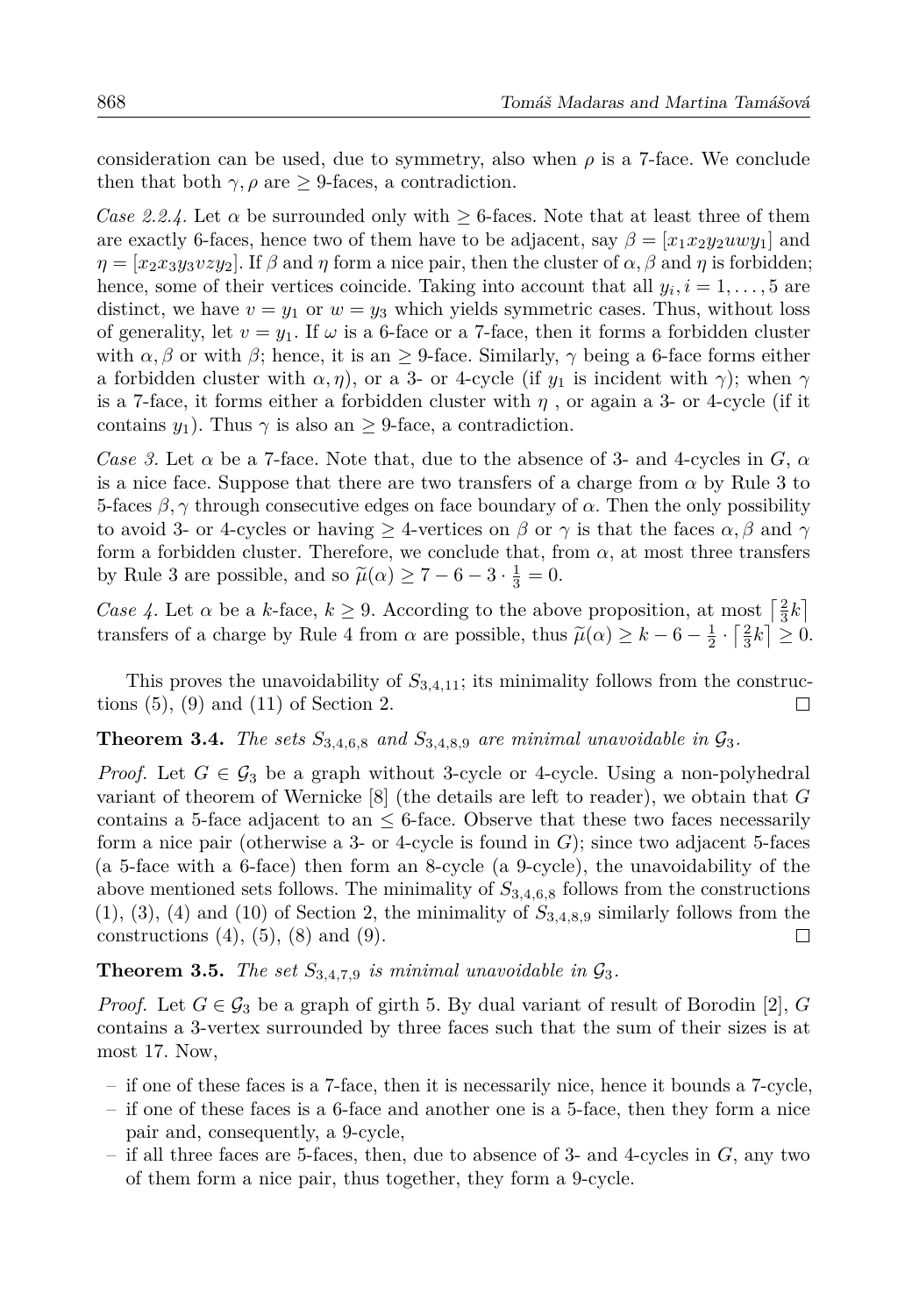consideration can be used, due to symmetry, also when $\rho$ is a 7-face. We conclude then that both $\gamma, \rho$ are $\geq$ 9-faces, a contradiction.

*Case 2.2.4.* Let $\alpha$ be surrounded only with $\geq$ 6-faces. Note that at least three of them are exactly 6-faces, hence two of them have to be adjacent, say $\beta = [x_1 x_2 y_2 uwy_1]$ and $\eta = [x_2 x_3 y_3 vzy_2]$. If $\beta$ and $\eta$ form a nice pair, then the cluster of $\alpha, \beta$ and $\eta$ is forbidden; hence, some of their vertices coincide. Taking into account that all $y_i, i = 1, \ldots, 5$ are distinct, we have $v = y_1$ or $w = y_3$ which yields symmetric cases. Thus, without loss of generality, let $v = y_1$. If $\omega$ is a 6-face or a 7-face, then it forms a forbidden cluster with $\alpha, \beta$ or with $\beta$; hence, it is an $\geq$ 9-face. Similarly, $\gamma$ being a 6-face forms either a forbidden cluster with $\alpha, \eta$), or a 3- or 4-cycle (if $y_1$ is incident with $\gamma$); when $\gamma$ is a 7-face, it forms either a forbidden cluster with $\eta$ , or again a 3- or 4-cycle (if it contains $y_1$). Thus $\gamma$ is also an $\geq$ 9-face, a contradiction.

*Case 3.* Let $\alpha$ be a 7-face. Note that, due to the absence of 3- and 4-cycles in $G$, $\alpha$ is a nice face. Suppose that there are two transfers of a charge from $\alpha$ by Rule 3 to 5-faces $\beta, \gamma$ through consecutive edges on face boundary of $\alpha$. Then the only possibility to avoid 3- or 4-cycles or having $\geq$ 4-vertices on $\beta$ or $\gamma$ is that the faces $\alpha, \beta$ and $\gamma$ form a forbidden cluster. Therefore, we conclude that, from $\alpha$, at most three transfers by Rule 3 are possible, and so $\widetilde{\mu}(\alpha) \geq 7 - 6 - 3 \cdot \frac{1}{3} = 0$.

*Case 4.* Let $\alpha$ be a $k$-face, $k \geq 9$. According to the above proposition, at most $\left\lceil \frac{2}{3}k \right\rceil$ transfers of a charge by Rule 4 from $\alpha$ are possible, thus $\widetilde{\mu}(\alpha) \geq k - 6 - \frac{1}{2} \cdot \left\lceil \frac{2}{3}k \right\rceil \geq 0$.

This proves the unavoidability of $S_{3,4,11}$; its minimality follows from the constructions (5), (9) and (11) of Section 2. $\square$

**Theorem 3.4.** *The sets $S_{3,4,6,8}$ and $S_{3,4,8,9}$ are minimal unavoidable in $\mathcal{G}_3$.*

*Proof.* Let $G \in \mathcal{G}_3$ be a graph without 3-cycle or 4-cycle. Using a non-polyhedral variant of theorem of Wernicke [8] (the details are left to reader), we obtain that $G$ contains a 5-face adjacent to an $\leq$ 6-face. Observe that these two faces necessarily form a nice pair (otherwise a 3- or 4-cycle is found in $G$); since two adjacent 5-faces (a 5-face with a 6-face) then form an 8-cycle (a 9-cycle), the unavoidability of the above mentioned sets follows. The minimality of $S_{3,4,6,8}$ follows from the constructions (1), (3), (4) and (10) of Section 2, the minimality of $S_{3,4,8,9}$ similarly follows from the constructions (4), (5), (8) and (9). $\square$

**Theorem 3.5.** *The set $S_{3,4,7,9}$ is minimal unavoidable in $\mathcal{G}_3$.*

*Proof.* Let $G \in \mathcal{G}_3$ be a graph of girth 5. By dual variant of result of Borodin [2], $G$ contains a 3-vertex surrounded by three faces such that the sum of their sizes is at most 17. Now,

- if one of these faces is a 7-face, then it is necessarily nice, hence it bounds a 7-cycle,
- if one of these faces is a 6-face and another one is a 5-face, then they form a nice pair and, consequently, a 9-cycle,
- if all three faces are 5-faces, then, due to absence of 3- and 4-cycles in $G$, any two of them form a nice pair, thus together, they form a 9-cycle.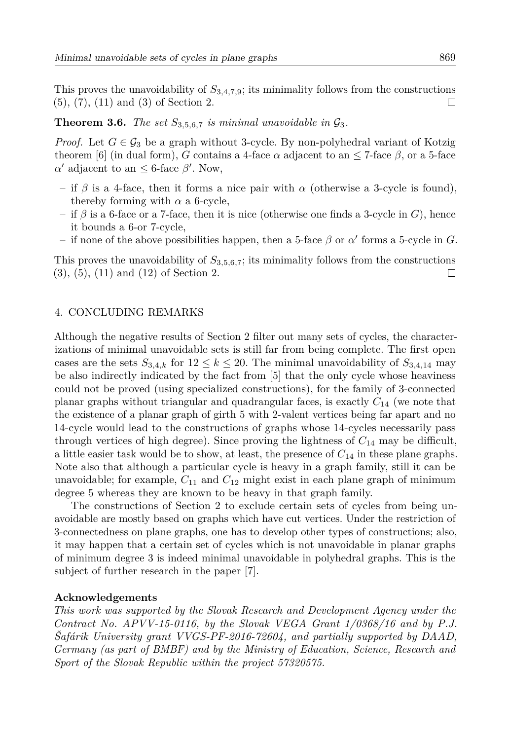This proves the unavoidability of $S_{3,4,7,9}$; its minimality follows from the constructions (5), (7), (11) and (3) of Section 2. □

**Theorem 3.6.** *The set $S_{3,5,6,7}$ is minimal unavoidable in $\mathcal{G}_3$.*

*Proof.* Let $G \in \mathcal{G}_3$ be a graph without 3-cycle. By non-polyhedral variant of Kotzig theorem [6] (in dual form), $G$ contains a 4-face $\alpha$ adjacent to an $\leq 7$-face $\beta$, or a 5-face $\alpha'$ adjacent to an $\leq 6$-face $\beta'$. Now,

– if $\beta$ is a 4-face, then it forms a nice pair with $\alpha$ (otherwise a 3-cycle is found), thereby forming with $\alpha$ a 6-cycle,
– if $\beta$ is a 6-face or a 7-face, then it is nice (otherwise one finds a 3-cycle in $G$), hence it bounds a 6-or 7-cycle,
– if none of the above possibilities happen, then a 5-face $\beta$ or $\alpha'$ forms a 5-cycle in $G$.

This proves the unavoidability of $S_{3,5,6,7}$; its minimality follows from the constructions (3), (5), (11) and (12) of Section 2. □

## 4. CONCLUDING REMARKS

Although the negative results of Section 2 filter out many sets of cycles, the characterizations of minimal unavoidable sets is still far from being complete. The first open cases are the sets $S_{3,4,k}$ for $12 \leq k \leq 20$. The minimal unavoidability of $S_{3,4,14}$ may be also indirectly indicated by the fact from [5] that the only cycle whose heaviness could not be proved (using specialized constructions), for the family of 3-connected planar graphs without triangular and quadrangular faces, is exactly $C_{14}$ (we note that the existence of a planar graph of girth 5 with 2-valent vertices being far apart and no 14-cycle would lead to the constructions of graphs whose 14-cycles necessarily pass through vertices of high degree). Since proving the lightness of $C_{14}$ may be difficult, a little easier task would be to show, at least, the presence of $C_{14}$ in these plane graphs. Note also that although a particular cycle is heavy in a graph family, still it can be unavoidable; for example, $C_{11}$ and $C_{12}$ might exist in each plane graph of minimum degree 5 whereas they are known to be heavy in that graph family.

The constructions of Section 2 to exclude certain sets of cycles from being unavoidable are mostly based on graphs which have cut vertices. Under the restriction of 3-connectedness on plane graphs, one has to develop other types of constructions; also, it may happen that a certain set of cycles which is not unavoidable in planar graphs of minimum degree 3 is indeed minimal unavoidable in polyhedral graphs. This is the subject of further research in the paper [7].

### Acknowledgements

*This work was supported by the Slovak Research and Development Agency under the Contract No. APVV-15-0116, by the Slovak VEGA Grant 1/0368/16 and by P.J. Šafárik University grant VVGS-PF-2016-72604, and partially supported by DAAD, Germany (as part of BMBF) and by the Ministry of Education, Science, Research and Sport of the Slovak Republic within the project 57320575.*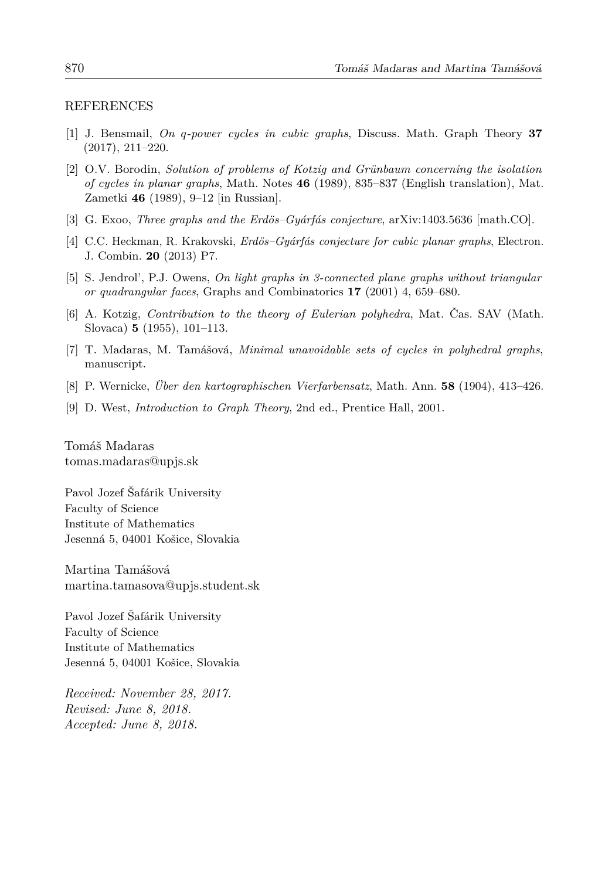## REFERENCES

[1] J. Bensmail, *On q-power cycles in cubic graphs*, Discuss. Math. Graph Theory **37** (2017), 211–220.

[2] O.V. Borodin, *Solution of problems of Kotzig and Grünbaum concerning the isolation of cycles in planar graphs*, Math. Notes **46** (1989), 835–837 (English translation), Mat. Zametki **46** (1989), 9–12 [in Russian].

[3] G. Exoo, *Three graphs and the Erdös–Gyárfás conjecture*, arXiv:1403.5636 [math.CO].

[4] C.C. Heckman, R. Krakovski, *Erdös–Gyárfás conjecture for cubic planar graphs*, Electron. J. Combin. **20** (2013) P7.

[5] S. Jendrol', P.J. Owens, *On light graphs in 3-connected plane graphs without triangular or quadrangular faces*, Graphs and Combinatorics **17** (2001) 4, 659–680.

[6] A. Kotzig, *Contribution to the theory of Eulerian polyhedra*, Mat. Čas. SAV (Math. Slovaca) **5** (1955), 101–113.

[7] T. Madaras, M. Tamášová, *Minimal unavoidable sets of cycles in polyhedral graphs*, manuscript.

[8] P. Wernicke, *Über den kartographischen Vierfarbensatz*, Math. Ann. **58** (1904), 413–426.

[9] D. West, *Introduction to Graph Theory*, 2nd ed., Prentice Hall, 2001.

Tomáš Madaras
tomas.madaras@upjs.sk

Pavol Jozef Šafárik University
Faculty of Science
Institute of Mathematics
Jesenná 5, 04001 Košice, Slovakia

Martina Tamášová
martina.tamasova@upjs.student.sk

Pavol Jozef Šafárik University
Faculty of Science
Institute of Mathematics
Jesenná 5, 04001 Košice, Slovakia

*Received: November 28, 2017.*
*Revised: June 8, 2018.*
*Accepted: June 8, 2018.*